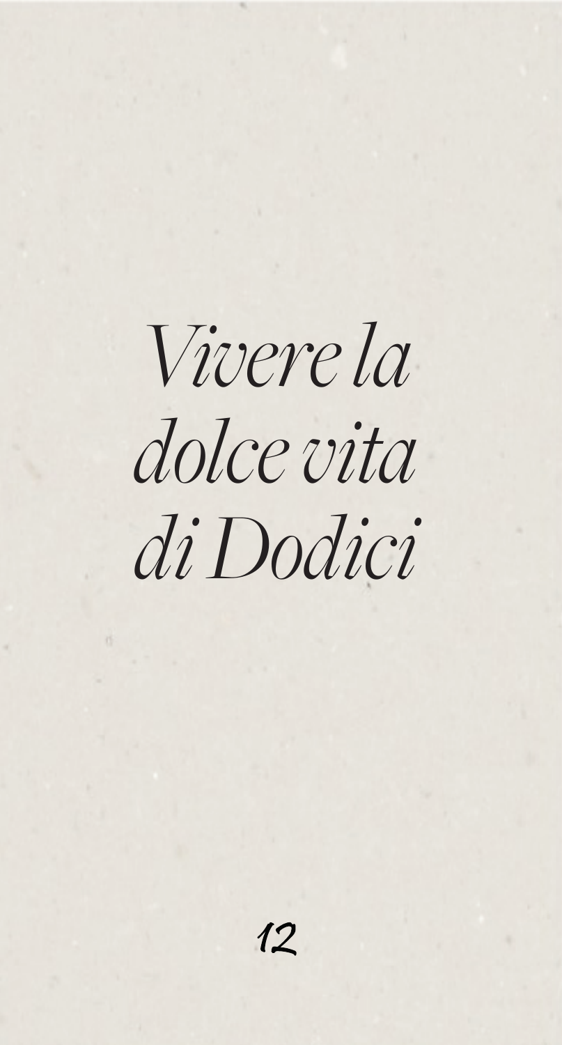# *Vivere la dolce vita di Dodici*

12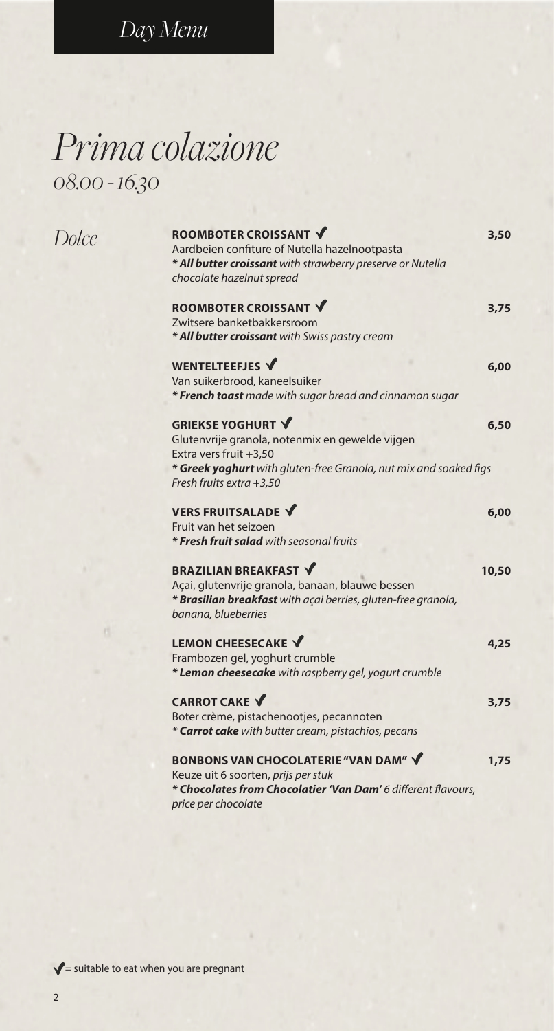*Day Menu*

# *Prima colazione*

*08.00 - 16.30*

## *Dolce*

**ROOMBOTER CROISSANT ✓** 3,50
Aardbeien confiture of Nutella hazelnootpasta
*\* **All butter croissant** with strawberry preserve or Nutella chocolate hazelnut spread*

**ROOMBOTER CROISSANT ✓** 3,75
Zwitsere banketbakkersroom
*\* **All butter croissant** with Swiss pastry cream*

**WENTELTEEFJES ✓** 6,00
Van suikerbrood, kaneelsuiker
*\* **French toast** made with sugar bread and cinnamon sugar*

**GRIEKSE YOGHURT ✓** 6,50
Glutenvrije granola, notenmix en gewelde vijgen
Extra vers fruit +3,50
*\* **Greek yoghurt** with gluten-free Granola, nut mix and soaked figs*
*Fresh fruits extra +3,50*

**VERS FRUITSALADE ✓** 6,00
Fruit van het seizoen
*\* **Fresh fruit salad** with seasonal fruits*

**BRAZILIAN BREAKFAST ✓** 10,50
Açai, glutenvrije granola, banaan, blauwe bessen
*\* **Brasilian breakfast** with açai berries, gluten-free granola, banana, blueberries*

**LEMON CHEESECAKE ✓** 4,25
Frambozen gel, yoghurt crumble
*\* **Lemon cheesecake** with raspberry gel, yogurt crumble*

**CARROT CAKE ✓** 3,75
Boter crème, pistachenootjes, pecannoten
*\* **Carrot cake** with butter cream, pistachios, pecans*

**BONBONS VAN CHOCOLATERIE "VAN DAM" ✓** 1,75
Keuze uit 6 soorten, *prijs per stuk*
*\* **Chocolates from Chocolatier 'Van Dam'** 6 different flavours, price per chocolate*

✓= suitable to eat when you are pregnant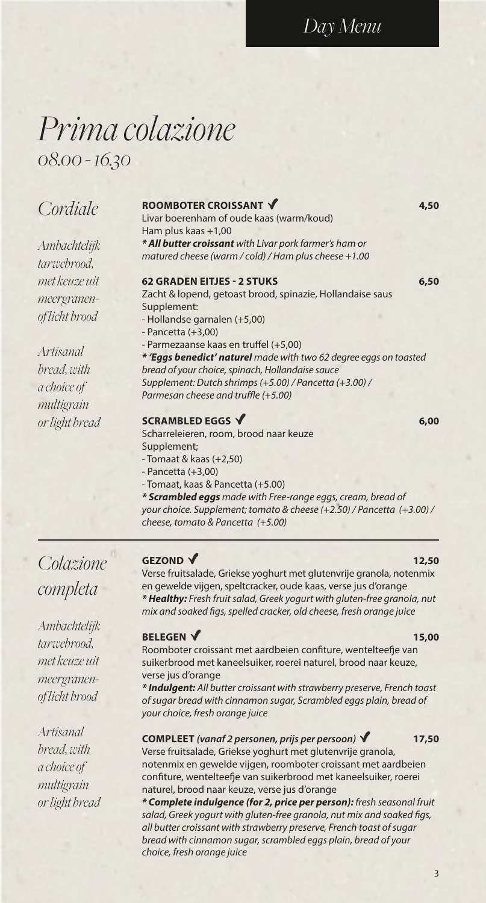*Day Menu*

# *Prima colazione*

*08.00 - 16.30*

## *Cordiale*

*Ambachtelijk tarwebrood, met keuze uit meergranen- of licht brood*

*Artisanal bread, with a choice of multigrain or light bread*

**ROOMBOTER CROISSANT ✔** 4,50

Livar boerenham of oude kaas (warm/koud)
Ham plus kaas +1,00

***All butter croissant** with Livar pork farmer's ham or matured cheese (warm / cold) / Ham plus cheese +1.00*

**62 GRADEN EITJES - 2 STUKS** 6,50

Zacht & lopend, getoast brood, spinazie, Hollandaise saus
Supplement:
- Hollandse garnalen (+5,00)
- Pancetta (+3,00)
- Parmezaanse kaas en truffel (+5,00)

***'Eggs benedict' naturel** made with two 62 degree eggs on toasted bread of your choice, spinach, Hollandaise sauce*
*Supplement: Dutch shrimps (+5.00) / Pancetta (+3.00) / Parmesan cheese and truffle (+5.00)*

**SCRAMBLED EGGS ✔** 6,00

Scharreleieren, room, brood naar keuze
Supplement;
- Tomaat & kaas (+2,50)
- Pancetta (+3,00)
- Tomaat, kaas & Pancetta (+5.00)

***Scrambled eggs** made with Free-range eggs, cream, bread of your choice. Supplement; tomato & cheese (+2.50) / Pancetta (+3.00) / cheese, tomato & Pancetta (+5.00)*

---

## *Colazione completa*

*Ambachtelijk tarwebrood, met keuze uit meergranen- of licht brood*

*Artisanal bread, with a choice of multigrain or light bread*

**GEZOND ✔** 12,50

Verse fruitsalade, Griekse yoghurt met glutenvrije granola, notenmix en gewelde vijgen, speltcracker, oude kaas, verse jus d'orange

***Healthy:** Fresh fruit salad, Greek yogurt with gluten-free granola, nut mix and soaked figs, spelled cracker, old cheese, fresh orange juice*

**BELEGEN ✔** 15,00

Roomboter croissant met aardbeien confiture, wentelteefje van suikerbrood met kaneelsuiker, roerei naturel, brood naar keuze, verse jus d'orange

***Indulgent:** All butter croissant with strawberry preserve, French toast of sugar bread with cinnamon sugar, Scrambled eggs plain, bread of your choice, fresh orange juice*

**COMPLEET** ***(vanaf 2 personen, prijs per persoon)*** **✔** 17,50

Verse fruitsalade, Griekse yoghurt met glutenvrije granola, notenmix en gewelde vijgen, roomboter croissant met aardbeien confiture, wentelteefje van suikerbrood met kaneelsuiker, roerei naturel, brood naar keuze, verse jus d'orange

***Complete indulgence (for 2, price per person):** fresh seasonal fruit salad, Greek yogurt with gluten-free granola, nut mix and soaked figs, all butter croissant with strawberry preserve, French toast of sugar bread with cinnamon sugar, scrambled eggs plain, bread of your choice, fresh orange juice*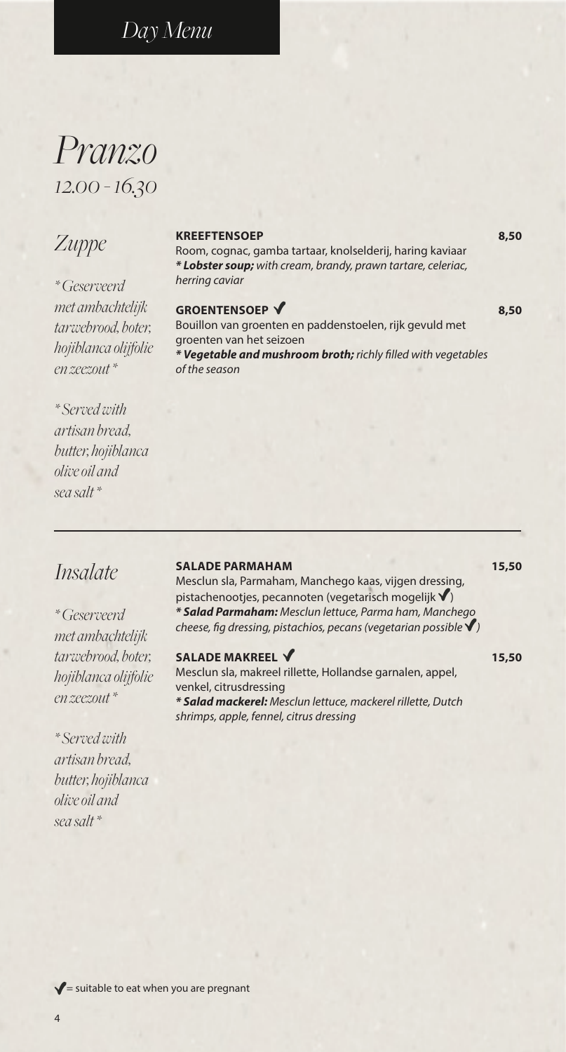## Day Menu

# *Pranzo*

*12.00 - 16.30*

## *Zuppe*

*\*Geserveerd met ambachtelijk tarwebrood, boter, hojiblanca olijfolie en zeezout\**

*\*Served with artisan bread, butter, hojiblanca olive oil and sea salt\**

**KREEFTENSOEP** — **8,50**
Room, cognac, gamba tartaar, knolselderij, haring kaviaar
*\* **Lobster soup;** with cream, brandy, prawn tartare, celeriac, herring caviar*

**GROENTENSOEP ✓** — **8,50**
Bouillon van groenten en paddenstoelen, rijk gevuld met groenten van het seizoen
*\* **Vegetable and mushroom broth;** richly filled with vegetables of the season*

---

## *Insalate*

*\*Geserveerd met ambachtelijk tarwebrood, boter, hojiblanca olijfolie en zeezout\**

*\*Served with artisan bread, butter, hojiblanca olive oil and sea salt\**

**SALADE PARMAHAM** — **15,50**
Mesclun sla, Parmaham, Manchego kaas, vijgen dressing, pistachenootjes, pecannoten (vegetarisch mogelijk ✓)
*\* **Salad Parmaham:** Mesclun lettuce, Parma ham, Manchego cheese, fig dressing, pistachios, pecans (vegetarian possible ✓)*

**SALADE MAKREEL ✓** — **15,50**
Mesclun sla, makreel rillette, Hollandse garnalen, appel, venkel, citrusdressing
*\* **Salad mackerel:** Mesclun lettuce, mackerel rillette, Dutch shrimps, apple, fennel, citrus dressing*

✓ = suitable to eat when you are pregnant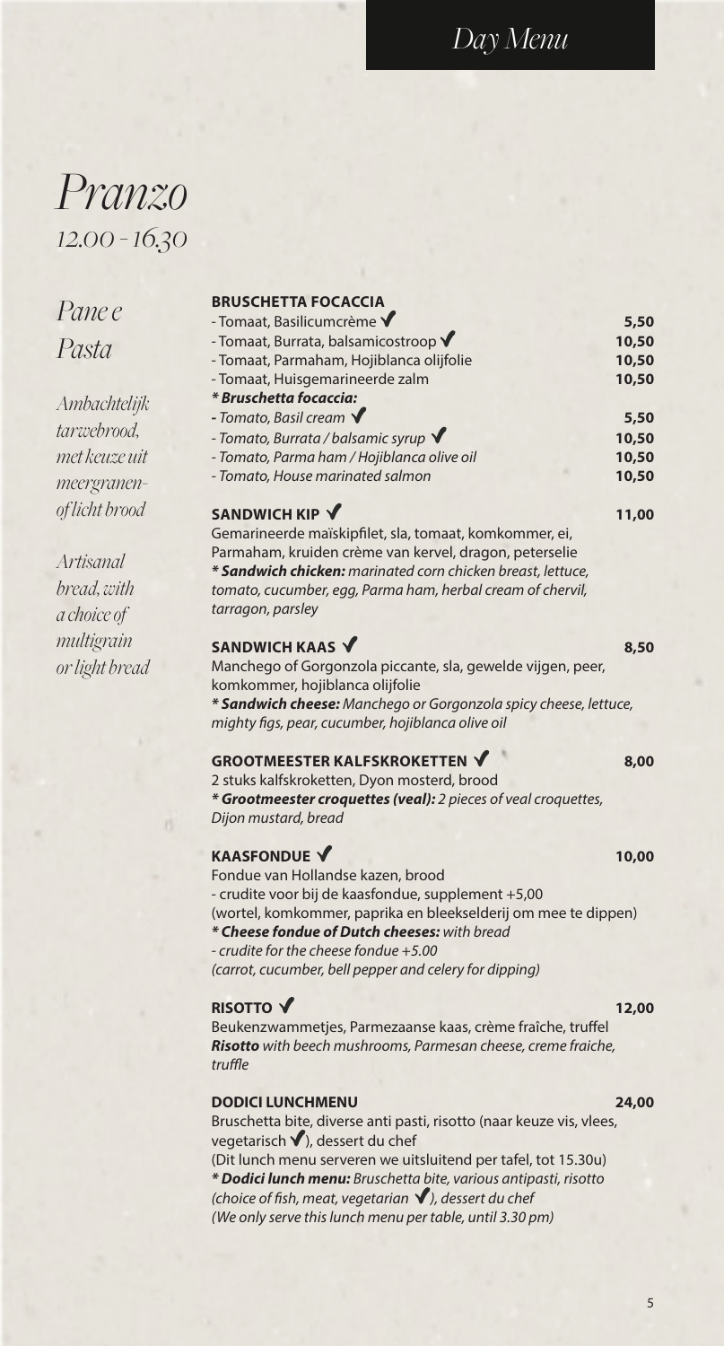Day Menu

# Pranzo

*12.00 - 16.30*

## Pane e Pasta

*Ambachtelijk tarwebrood, met keuze uit meergranen- of licht brood*

*Artisanal bread, with a choice of multigrain or light bread*

**BRUSCHETTA FOCACCIA**

| | |
|---|---|
| - Tomaat, Basilicumcrème ✓ | 5,50 |
| - Tomaat, Burrata, balsamicostroop ✓ | 10,50 |
| - Tomaat, Parmaham, Hojiblanca olijfolie | 10,50 |
| - Tomaat, Huisgemarineerde zalm | 10,50 |
| ***Bruschetta focaccia:*** | |
| *- Tomato, Basil cream* ✓ | 5,50 |
| *- Tomato, Burrata / balsamic syrup* ✓ | 10,50 |
| *- Tomato, Parma ham / Hojiblanca olive oil* | 10,50 |
| *- Tomato, House marinated salmon* | 10,50 |

**SANDWICH KIP ✓** — **11,00**

Gemarineerde maïskipfilet, sla, tomaat, komkommer, ei, Parmaham, kruiden crème van kervel, dragon, peterselie

****Sandwich chicken:** marinated corn chicken breast, lettuce, tomato, cucumber, egg, Parma ham, herbal cream of chervil, tarragon, parsley*

**SANDWICH KAAS ✓** — **8,50**

Manchego of Gorgonzola piccante, sla, gewelde vijgen, peer, komkommer, hojiblanca olijfolie

****Sandwich cheese:** Manchego or Gorgonzola spicy cheese, lettuce, mighty figs, pear, cucumber, hojiblanca olive oil*

**GROOTMEESTER KALFSKROKETTEN ✓** — **8,00**

2 stuks kalfskroketten, Dyon mosterd, brood

****Grootmeester croquettes (veal):** 2 pieces of veal croquettes, Dijon mustard, bread*

**KAASFONDUE ✓** — **10,00**

Fondue van Hollandse kazen, brood

- crudite voor bij de kaasfondue, supplement +5,00

(wortel, komkommer, paprika en bleekselderij om mee te dippen)

****Cheese fondue of Dutch cheeses:** with bread*

*- crudite for the cheese fondue +5.00*

*(carrot, cucumber, bell pepper and celery for dipping)*

**RISOTTO ✓** — **12,00**

Beukenzwammetjes, Parmezaanse kaas, crème fraîche, truffel

***Risotto** with beech mushrooms, Parmesan cheese, creme fraiche, truffle*

**DODICI LUNCHMENU** — **24,00**

Bruschetta bite, diverse anti pasti, risotto (naar keuze vis, vlees, vegetarisch ✓), dessert du chef

(Dit lunch menu serveren we uitsluitend per tafel, tot 15.30u)

****Dodici lunch menu:** Bruschetta bite, various antipasti, risotto (choice of fish, meat, vegetarian ✓), dessert du chef*

*(We only serve this lunch menu per table, until 3.30 pm)*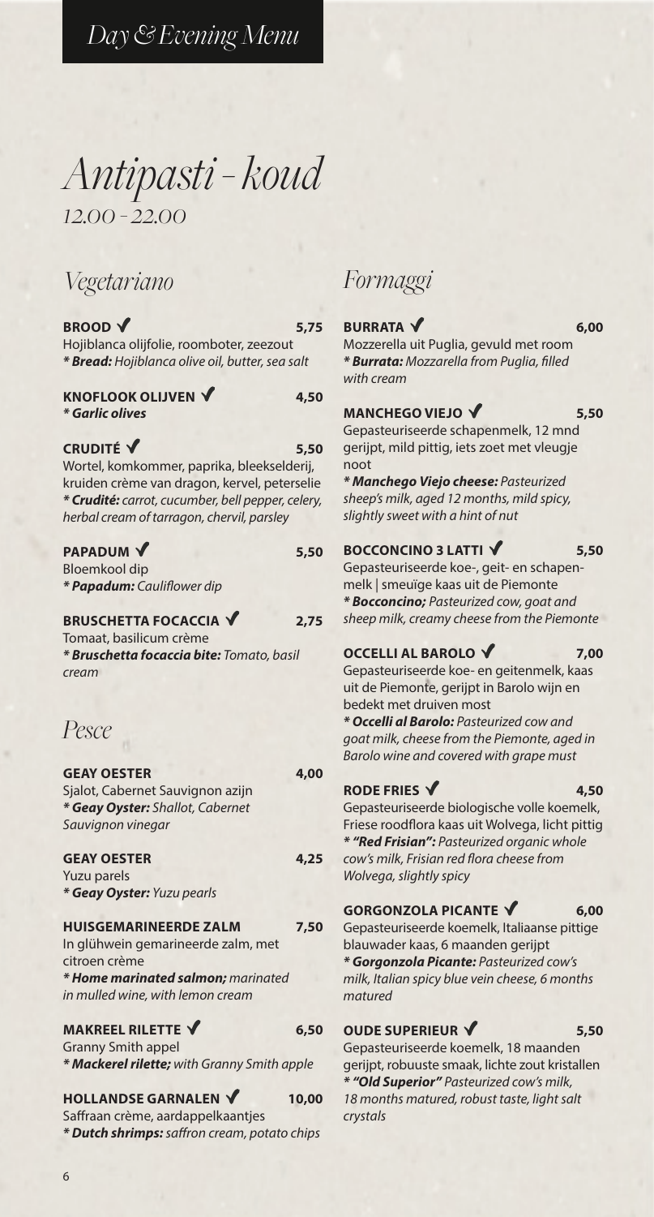# Day & Evening Menu

# Antipasti - koud

*12.00 - 22.00*

## Vegetariano

**BROOD ✓** 5,75
Hojiblanca olijfolie, roomboter, zeezout
***Bread:** Hojiblanca olive oil, butter, sea salt*

**KNOFLOOK OLIJVEN ✓** 4,50
***Garlic olives***

**CRUDITÉ ✓** 5,50
Wortel, komkommer, paprika, bleekselderij, kruiden crème van dragon, kervel, peterselie
***Crudité:** carrot, cucumber, bell pepper, celery, herbal cream of tarragon, chervil, parsley*

**PAPADUM ✓** 5,50
Bloemkool dip
***Papadum:** Cauliflower dip*

**BRUSCHETTA FOCACCIA ✓** 2,75
Tomaat, basilicum crème
***Bruschetta focaccia bite:** Tomato, basil cream*

## Pesce

**GEAY OESTER** 4,00
Sjalot, Cabernet Sauvignon azijn
***Geay Oyster:** Shallot, Cabernet Sauvignon vinegar*

**GEAY OESTER** 4,25
Yuzu parels
***Geay Oyster:** Yuzu pearls*

**HUISGEMARINEERDE ZALM** 7,50
In glühwein gemarineerde zalm, met citroen crème
***Home marinated salmon;** marinated in mulled wine, with lemon cream*

**MAKREEL RILETTE ✓** 6,50
Granny Smith appel
***Mackerel rilette;** with Granny Smith apple*

**HOLLANDSE GARNALEN ✓** 10,00
Saffraan crème, aardappelkaantjes
***Dutch shrimps:** saffron cream, potato chips*

## Formaggi

**BURRATA ✓** 6,00
Mozzerella uit Puglia, gevuld met room
***Burrata:** Mozzarella from Puglia, filled with cream*

**MANCHEGO VIEJO ✓** 5,50
Gepasteuriseerde schapenmelk, 12 mnd gerijpt, mild pittig, iets zoet met vleugje noot
***Manchego Viejo cheese:** Pasteurized sheep's milk, aged 12 months, mild spicy, slightly sweet with a hint of nut*

**BOCCONCINO 3 LATTI ✓** 5,50
Gepasteuriseerde koe-, geit- en schapenmelk | smeuïge kaas uit de Piemonte
***Bocconcino;** Pasteurized cow, goat and sheep milk, creamy cheese from the Piemonte*

**OCCELLI AL BAROLO ✓** 7,00
Gepasteuriseerde koe- en geitenmelk, kaas uit de Piemonte, gerijpt in Barolo wijn en bedekt met druiven most
***Occelli al Barolo:** Pasteurized cow and goat milk, cheese from the Piemonte, aged in Barolo wine and covered with grape must*

**RODE FRIES ✓** 4,50
Gepasteuriseerde biologische volle koemelk, Friese roodflora kaas uit Wolvega, licht pittig
***"Red Frisian":** Pasteurized organic whole cow's milk, Frisian red flora cheese from Wolvega, slightly spicy*

**GORGONZOLA PICANTE ✓** 6,00
Gepasteuriseerde koemelk, Italiaanse pittige blauwader kaas, 6 maanden gerijpt
***Gorgonzola Picante:** Pasteurized cow's milk, Italian spicy blue vein cheese, 6 months matured*

**OUDE SUPERIEUR ✓** 5,50
Gepasteuriseerde koemelk, 18 maanden gerijpt, robuuste smaak, lichte zout kristallen
***"Old Superieur"** Pasteurized cow's milk, 18 months matured, robust taste, light salt crystals*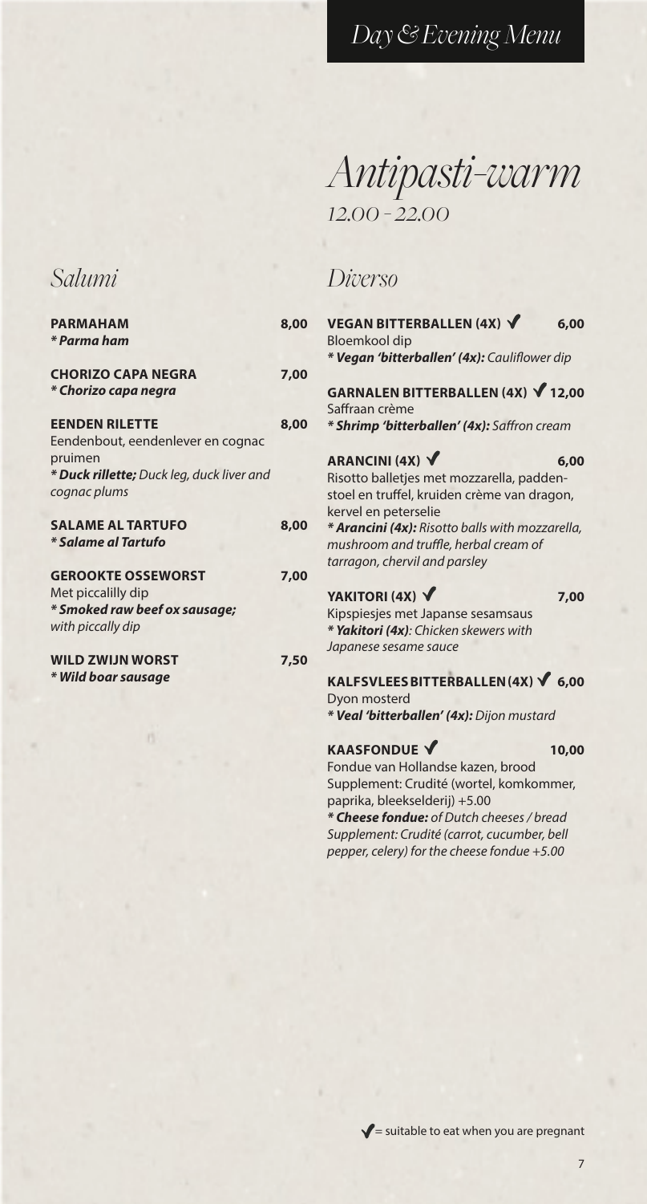Day & Evening Menu

# Antipasti-warm

12.00 - 22.00

## Salumi

**PARMAHAM** 8,00
***Parma ham***

**CHORIZO CAPA NEGRA** 7,00
***Chorizo capa negra***

**EENDEN RILETTE** 8,00
Eendenbout, eendenlever en cognac pruimen
***Duck rillette;** Duck leg, duck liver and cognac plums*

**SALAME AL TARTUFO** 8,00
***Salame al Tartufo***

**GEROOKTE OSSEWORST** 7,00
Met piccalilly dip
***Smoked raw beef ox sausage;** with piccally dip*

**WILD ZWIJN WORST** 7,50
***Wild boar sausage***

## Diverso

**VEGAN BITTERBALLEN (4X) ✓** 6,00
Bloemkool dip
***Vegan 'bitterballen' (4x):** Cauliflower dip*

**GARNALEN BITTERBALLEN (4X) ✓** 12,00
Saffraan crème
***Shrimp 'bitterballen' (4x):** Saffron cream*

**ARANCINI (4X) ✓** 6,00
Risotto balletjes met mozzarella, paddenstoel en truffel, kruiden crème van dragon, kervel en peterselie
***Arancini (4x):** Risotto balls with mozzarella, mushroom and truffle, herbal cream of tarragon, chervil and parsley*

**YAKITORI (4X) ✓** 7,00
Kipspiesjes met Japanse sesamsaus
***Yakitori (4x)**: Chicken skewers with Japanese sesame sauce*

**KALFSVLEES BITTERBALLEN (4X) ✓** 6,00
Dyon mosterd
***Veal 'bitterballen' (4x):** Dijon mustard*

**KAASFONDUE ✓** 10,00
Fondue van Hollandse kazen, brood
Supplement: Crudité (wortel, komkommer, paprika, bleekselderij) +5.00
***Cheese fondue:** of Dutch cheeses / bread Supplement: Crudité (carrot, cucumber, bell pepper, celery) for the cheese fondue +5.00*

✓ = suitable to eat when you are pregnant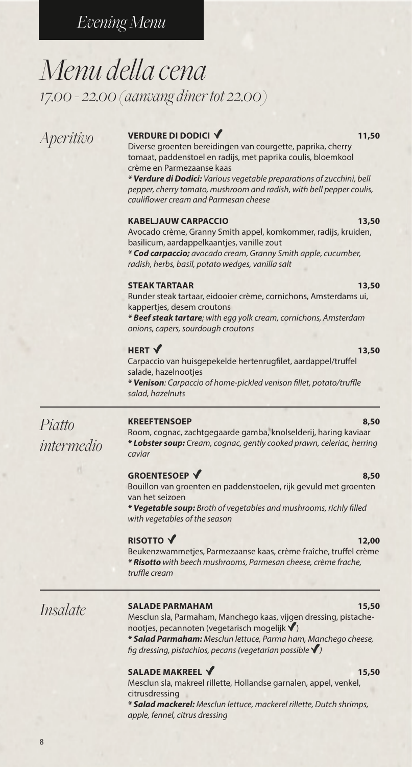*Evening Menu*

# *Menu della cena*

*17.00 - 22.00 (aanvang diner tot 22.00)*

## *Aperitivo*

**VERDURE DI DODICI ✓** 11,50

Diverse groenten bereidingen van courgette, paprika, cherry tomaat, paddenstoel en radijs, met paprika coulis, bloemkool crème en Parmezaanse kaas

*\* **Verdure di Dodici:** Various vegetable preparations of zucchini, bell pepper, cherry tomato, mushroom and radish, with bell pepper coulis, cauliflower cream and Parmesan cheese*

**KABELJAUW CARPACCIO** 13,50

Avocado crème, Granny Smith appel, komkommer, radijs, kruiden, basilicum, aardappelkaantjes, vanille zout

*\* **Cod carpaccio;** avocado cream, Granny Smith apple, cucumber, radish, herbs, basil, potato wedges, vanilla salt*

**STEAK TARTAAR** 13,50

Runder steak tartaar, eidooier crème, cornichons, Amsterdams ui, kappertjes, desem croutons

*\* **Beef steak tartare**; with egg yolk cream, cornichons, Amsterdam onions, capers, sourdough croutons*

**HERT ✓** 13,50

Carpaccio van huisgepekelde hertenrugfilet, aardappel/truffel salade, hazelnootjes

*\* **Venison**: Carpaccio of home-pickled venison fillet, potato/truffle salad, hazelnuts*

## *Piatto intermedio*

**KREEFTENSOEP** 8,50

Room, cognac, zachtgegaarde gamba, knolselderij, haring kaviaar

*\* **Lobster soup:** Cream, cognac, gently cooked prawn, celeriac, herring caviar*

**GROENTESOEP ✓** 8,50

Bouillon van groenten en paddenstoelen, rijk gevuld met groenten van het seizoen

*\* **Vegetable soup:** Broth of vegetables and mushrooms, richly filled with vegetables of the season*

**RISOTTO ✓** 12,00

Beukenzwammetjes, Parmezaanse kaas, crème fraîche, truffel crème

*\* **Risotto** with beech mushrooms, Parmesan cheese, crème frache, truffle cream*

## *Insalate*

**SALADE PARMAHAM** 15,50

Mesclun sla, Parmaham, Manchego kaas, vijgen dressing, pistache-nootjes, pecannoten (vegetarisch mogelijk ✓)

*\* **Salad Parmaham:** Mesclun lettuce, Parma ham, Manchego cheese, fig dressing, pistachios, pecans (vegetarian possible ✓)*

**SALADE MAKREEL ✓** 15,50

Mesclun sla, makreel rillette, Hollandse garnalen, appel, venkel, citrusdressing

*\* **Salad mackerel:** Mesclun lettuce, mackerel rillette, Dutch shrimps, apple, fennel, citrus dressing*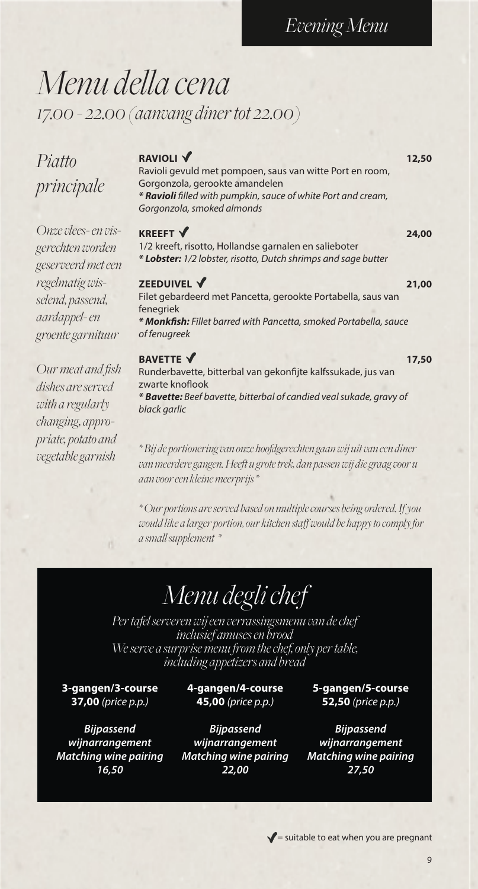Evening Menu

# Menu della cena

*17.00 - 22.00 (aanvang diner tot 22.00)*

## Piatto principale

*Onze vlees- en visgerechten worden geserveerd met een regelmatig wisselend, passend, aardappel- en groente garnituur*

*Our meat and fish dishes are served with a regularly changing, appropriate, potato and vegetable garnish*

**RAVIOLI ✓** — **12,50**
Ravioli gevuld met pompoen, saus van witte Port en room, Gorgonzola, gerookte amandelen
*\* **Ravioli** filled with pumpkin, sauce of white Port and cream, Gorgonzola, smoked almonds*

**KREEFT ✓** — **24,00**
1/2 kreeft, risotto, Hollandse garnalen en salieboter
*\* **Lobster:** 1/2 lobster, risotto, Dutch shrimps and sage butter*

**ZEEDUIVEL ✓** — **21,00**
Filet gebardeerd met Pancetta, gerookte Portabella, saus van fenegriek
*\* **Monkfish:** Fillet barred with Pancetta, smoked Portabella, sauce of fenugreek*

**BAVETTE ✓** — **17,50**
Runderbavette, bitterbal van gekonfijte kalfssukade, jus van zwarte knoflook
*\* **Bavette:** Beef bavette, bitterbal of candied veal sukade, gravy of black garlic*

*\* Bij de portionering van onze hoofdgerechten gaan wij uit van een diner van meerdere gangen. Heeft u grote trek, dan passen wij die graag voor u aan voor een kleine meerprijs \**

*\* Our portions are served based on multiple courses being ordered. If you would like a larger portion, our kitchen staff would be happy to comply for a small supplement \**

## Menu degli chef

*Per tafel serveren wij een verrassingsmenu van de chef inclusief amuses en brood*
*We serve a surprise menu from the chef, only per table, including appetizers and bread*

| 3-gangen/3-course | 4-gangen/4-course | 5-gangen/5-course |
|---|---|---|
| **37,00** *(price p.p.)* | **45,00** *(price p.p.)* | **52,50** *(price p.p.)* |
| ***Bijpassend wijnarrangement Matching wine pairing 16,50*** | ***Bijpassend wijnarrangement Matching wine pairing 22,00*** | ***Bijpassend wijnarrangement Matching wine pairing 27,50*** |

✓ = suitable to eat when you are pregnant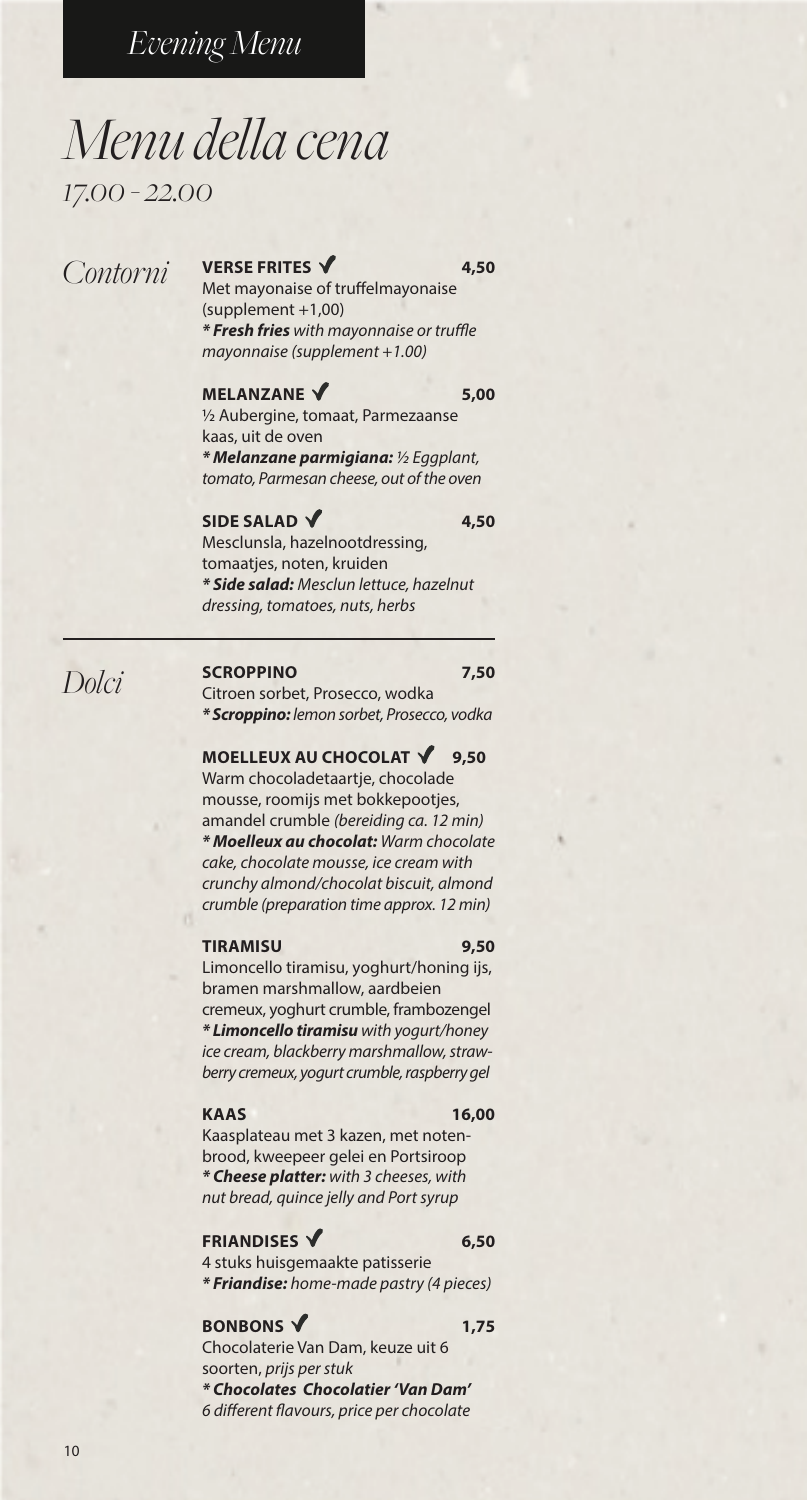Evening Menu

# Menu della cena

*17.00 - 22.00*

## Contorni

**VERSE FRITES ✔** **4,50**
Met mayonaise of truffelmayonaise (supplement +1,00)
*** Fresh fries** with mayonnaise or truffle mayonnaise (supplement +1.00)*

**MELANZANE ✔** **5,00**
½ Aubergine, tomaat, Parmezaanse kaas, uit de oven
*** Melanzane parmigiana:** ½ Eggplant, tomato, Parmesan cheese, out of the oven*

**SIDE SALAD ✔** **4,50**
Mesclunsla, hazelnootdressing, tomaatjes, noten, kruiden
*** Side salad:** Mesclun lettuce, hazelnut dressing, tomatoes, nuts, herbs*

---

## Dolci

**SCROPPINO** **7,50**
Citroen sorbet, Prosecco, wodka
*** Scroppino:** lemon sorbet, Prosecco, vodka*

**MOELLEUX AU CHOCOLAT ✔** **9,50**
Warm chocoladetaartje, chocolade mousse, roomijs met bokkepootjes, amandel crumble *(bereiding ca. 12 min)*
*** Moelleux au chocolat:** Warm chocolate cake, chocolate mousse, ice cream with crunchy almond/chocolat biscuit, almond crumble (preparation time approx. 12 min)*

**TIRAMISU** **9,50**
Limoncello tiramisu, yoghurt/honing ijs, bramen marshmallow, aardbeien cremeux, yoghurt crumble, frambozengel
*** Limoncello tiramisu** with yogurt/honey ice cream, blackberry marshmallow, strawberry cremeux, yogurt crumble, raspberry gel*

**KAAS** **16,00**
Kaasplateau met 3 kazen, met notenbrood, kweepeer gelei en Portsiroop
*** Cheese platter:** with 3 cheeses, with nut bread, quince jelly and Port syrup*

**FRIANDISES ✔** **6,50**
4 stuks huisgemaakte patisserie
*** Friandise:** home-made pastry (4 pieces)*

**BONBONS ✔** **1,75**
Chocolaterie Van Dam, keuze uit 6 soorten, *prijs per stuk*
*** Chocolates Chocolatier 'Van Dam'**
6 different flavours, price per chocolate*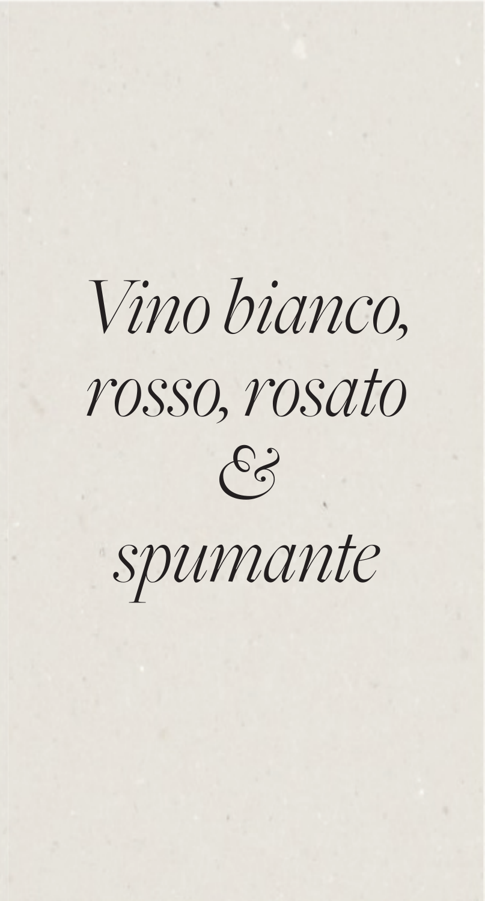# *Vino bianco, rosso, rosato & spumante*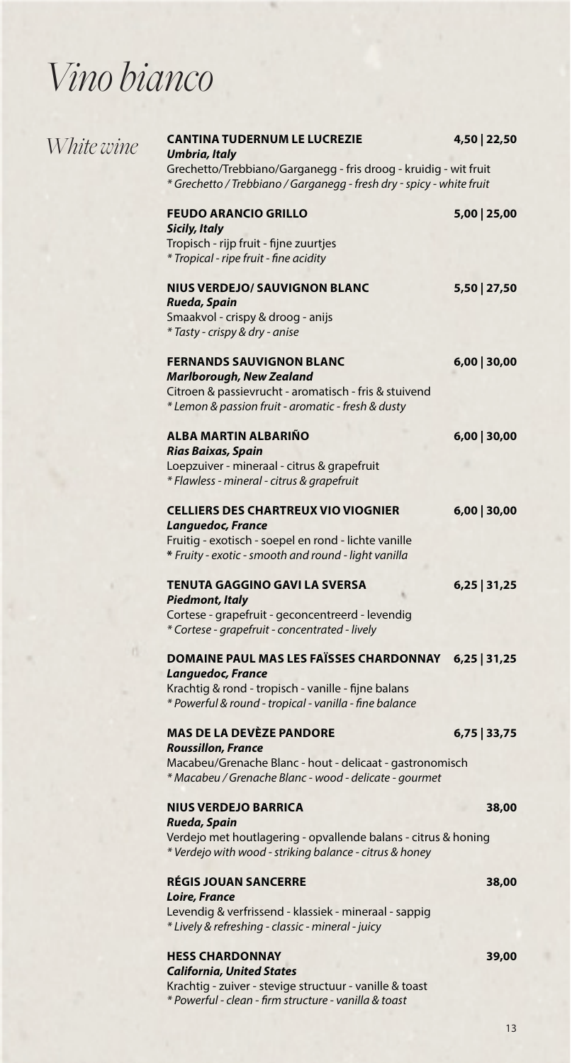# Vino bianco

## White wine

**CANTINA TUDERNUM LE LUCREZIE** 4,50 | 22,50
***Umbria, Italy***
Grechetto/Trebbiano/Garganegg - fris droog - kruidig - wit fruit
*\* Grechetto / Trebbiano / Garganegg - fresh dry - spicy - white fruit*

**FEUDO ARANCIO GRILLO** 5,00 | 25,00
***Sicily, Italy***
Tropisch - rijp fruit - fijne zuurtjes
*\* Tropical - ripe fruit - fine acidity*

**NIUS VERDEJO/ SAUVIGNON BLANC** 5,50 | 27,50
***Rueda, Spain***
Smaakvol - crispy & droog - anijs
*\* Tasty - crispy & dry - anise*

**FERNANDS SAUVIGNON BLANC** 6,00 | 30,00
***Marlborough, New Zealand***
Citroen & passievrucht - aromatisch - fris & stuivend
*\* Lemon & passion fruit - aromatic - fresh & dusty*

**ALBA MARTIN ALBARIÑO** 6,00 | 30,00
***Rias Baixas, Spain***
Loepzuiver - mineraal - citrus & grapefruit
*\* Flawless - mineral - citrus & grapefruit*

**CELLIERS DES CHARTREUX VIO VIOGNIER** 6,00 | 30,00
***Languedoc, France***
Fruitig - exotisch - soepel en rond - lichte vanille
**\*** *Fruity - exotic - smooth and round - light vanilla*

**TENUTA GAGGINO GAVI LA SVERSA** 6,25 | 31,25
***Piedmont, Italy***
Cortese - grapefruit - geconcentreerd - levendig
*\* Cortese - grapefruit - concentrated - lively*

**DOMAINE PAUL MAS LES FAÏSSES CHARDONNAY** 6,25 | 31,25
***Languedoc, France***
Krachtig & rond - tropisch - vanille - fijne balans
*\* Powerful & round - tropical - vanilla - fine balance*

**MAS DE LA DEVÈZE PANDORE** 6,75 | 33,75
***Roussillon, France***
Macabeu/Grenache Blanc - hout - delicaat - gastronomisch
*\* Macabeu / Grenache Blanc - wood - delicate - gourmet*

**NIUS VERDEJO BARRICA** 38,00
***Rueda, Spain***
Verdejo met houtlagering - opvallende balans - citrus & honing
*\* Verdejo with wood - striking balance - citrus & honey*

**RÉGIS JOUAN SANCERRE** 38,00
***Loire, France***
Levendig & verfrissend - klassiek - mineraal - sappig
*\* Lively & refreshing - classic - mineral - juicy*

**HESS CHARDONNAY** 39,00
***California, United States***
Krachtig - zuiver - stevige structuur - vanille & toast
*\* Powerful - clean - firm structure - vanilla & toast*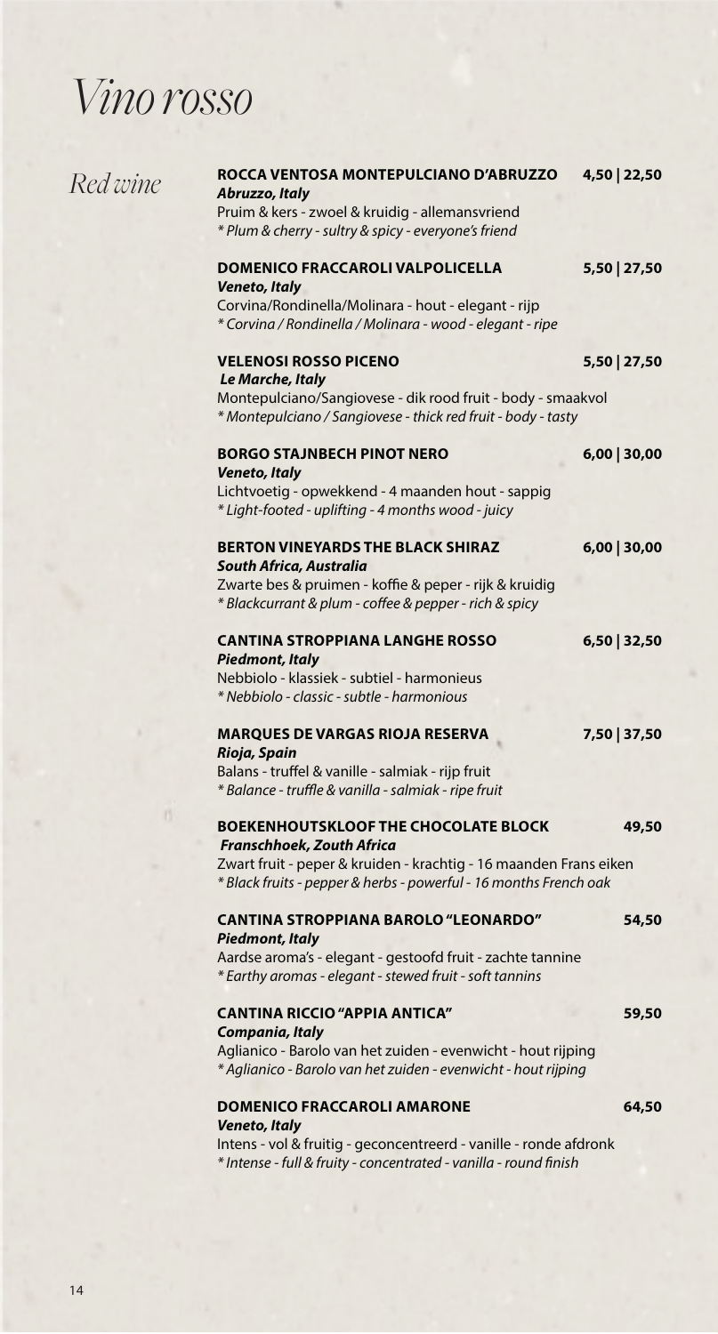# *Vino rosso*

## *Red wine*

**ROCCA VENTOSA MONTEPULCIANO D'ABRUZZO** 4,50 | 22,50
***Abruzzo, Italy***
Pruim & kers - zwoel & kruidig - allemansvriend
*\* Plum & cherry - sultry & spicy - everyone's friend*

**DOMENICO FRACCAROLI VALPOLICELLA** 5,50 | 27,50
***Veneto, Italy***
Corvina/Rondinella/Molinara - hout - elegant - rijp
*\* Corvina / Rondinella / Molinara - wood - elegant - ripe*

**VELENOSI ROSSO PICENO** 5,50 | 27,50
***Le Marche, Italy***
Montepulciano/Sangiovese - dik rood fruit - body - smaakvol
*\* Montepulciano / Sangiovese - thick red fruit - body - tasty*

**BORGO STAJNBECH PINOT NERO** 6,00 | 30,00
***Veneto, Italy***
Lichtvoetig - opwekkend - 4 maanden hout - sappig
*\* Light-footed - uplifting - 4 months wood - juicy*

**BERTON VINEYARDS THE BLACK SHIRAZ** 6,00 | 30,00
***South Africa, Australia***
Zwarte bes & pruimen - koffie & peper - rijk & kruidig
*\* Blackcurrant & plum - coffee & pepper - rich & spicy*

**CANTINA STROPPIANA LANGHE ROSSO** 6,50 | 32,50
***Piedmont, Italy***
Nebbiolo - klassiek - subtiel - harmonieus
*\* Nebbiolo - classic - subtle - harmonious*

**MARQUES DE VARGAS RIOJA RESERVA** 7,50 | 37,50
***Rioja, Spain***
Balans - truffel & vanille - salmiak - rijp fruit
*\* Balance - truffle & vanilla - salmiak - ripe fruit*

**BOEKENHOUTSKLOOF THE CHOCOLATE BLOCK** 49,50
***Franschhoek, Zouth Africa***
Zwart fruit - peper & kruiden - krachtig - 16 maanden Frans eiken
*\* Black fruits - pepper & herbs - powerful - 16 months French oak*

**CANTINA STROPPIANA BAROLO "LEONARDO"** 54,50
***Piedmont, Italy***
Aardse aroma's - elegant - gestoofd fruit - zachte tannine
*\* Earthy aromas - elegant - stewed fruit - soft tannins*

**CANTINA RICCIO "APPIA ANTICA"** 59,50
***Compania, Italy***
Aglianico - Barolo van het zuiden - evenwicht - hout rijping
*\* Aglianico - Barolo van het zuiden - evenwicht - hout rijping*

**DOMENICO FRACCAROLI AMARONE** 64,50
***Veneto, Italy***
Intens - vol & fruitig - geconcentreerd - vanille - ronde afdronk
*\* Intense - full & fruity - concentrated - vanilla - round finish*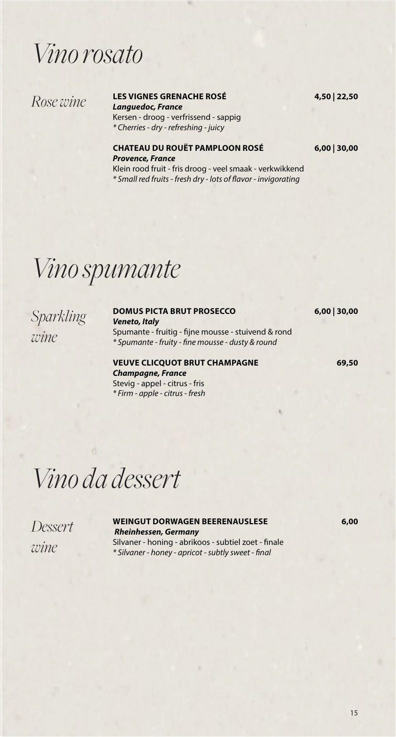# Vino rosato

## Rose wine

**LES VIGNES GRENACHE ROSÉ** 4,50 | 22,50
***Languedoc, France***
Kersen - droog - verfrissend - sappig
*\* Cherries - dry - refreshing - juicy*

**CHATEAU DU ROUËT PAMPLOON ROSÉ** 6,00 | 30,00
***Provence, France***
Klein rood fruit - fris droog - veel smaak - verkwikkend
*\* Small red fruits - fresh dry - lots of flavor - invigorating*

# Vino spumante

## Sparkling wine

**DOMUS PICTA BRUT PROSECCO** 6,00 | 30,00
***Veneto, Italy***
Spumante - fruitig - fijne mousse - stuivend & rond
*\* Spumante - fruity - fine mousse - dusty & round*

**VEUVE CLICQUOT BRUT CHAMPAGNE** 69,50
***Champagne, France***
Stevig - appel - citrus - fris
*\* Firm - apple - citrus - fresh*

# Vino da dessert

## Dessert wine

**WEINGUT DORWAGEN BEERENAUSLESE** 6,00
***Rheinhessen, Germany***
Silvaner - honing - abrikoos - subtiel zoet - finale
*\* Silvaner - honey - apricot - subtly sweet - final*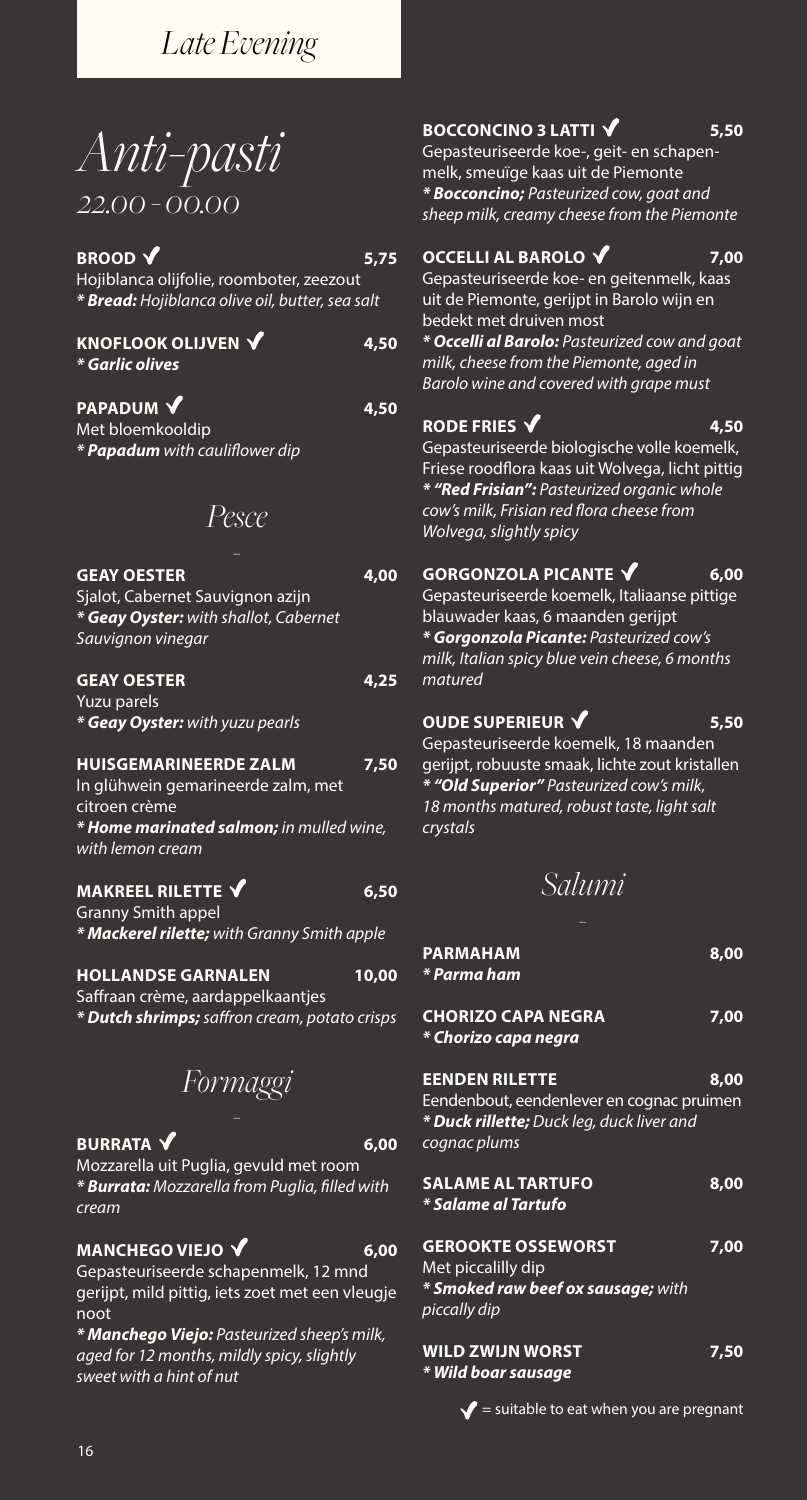# Late Evening

## Anti-pasti

*22.00 - 00.00*

**BROOD ✓** 5,75
Hojiblanca olijfolie, roomboter, zeezout
*** Bread:** *Hojiblanca olive oil, butter, sea salt*

**KNOFLOOK OLIJVEN ✓** 4,50
*** Garlic olives***

**PAPADUM ✓** 4,50
Met bloemkooldip
*** Papadum** *with cauliflower dip*

## Pesce

**GEAY OESTER** 4,00
Sjalot, Cabernet Sauvignon azijn
*** Geay Oyster:** *with shallot, Cabernet Sauvignon vinegar*

**GEAY OESTER** 4,25
Yuzu parels
*** Geay Oyster:** *with yuzu pearls*

**HUISGEMARINEERDE ZALM** 7,50
In glühwein gemarineerde zalm, met citroen crème
*** Home marinated salmon;** *in mulled wine, with lemon cream*

**MAKREEL RILETTE ✓** 6,50
Granny Smith appel
*** Mackerel rilette;** *with Granny Smith apple*

**HOLLANDSE GARNALEN** 10,00
Saffraan crème, aardappelkaantjes
*** Dutch shrimps;** *saffron cream, potato crisps*

## Formaggi

**BURRATA ✓** 6,00
Mozzarella uit Puglia, gevuld met room
*** Burrata:** *Mozzarella from Puglia, filled with cream*

**MANCHEGO VIEJO ✓** 6,00
Gepasteuriseerde schapenmelk, 12 mnd gerijpt, mild pittig, iets zoet met een vleugje noot
*** Manchego Viejo:** *Pasteurized sheep's milk, aged for 12 months, mildly spicy, slightly sweet with a hint of nut*

**BOCCONCINO 3 LATTI ✓** 5,50
Gepasteuriseerde koe-, geit- en schapenmelk, smeuïge kaas uit de Piemonte
*** Bocconcino;** *Pasteurized cow, goat and sheep milk, creamy cheese from the Piemonte*

**OCCELLI AL BAROLO ✓** 7,00
Gepasteuriseerde koe- en geitenmelk, kaas uit de Piemonte, gerijpt in Barolo wijn en bedekt met druiven most
*** Occelli al Barolo:** *Pasteurized cow and goat milk, cheese from the Piemonte, aged in Barolo wine and covered with grape must*

**RODE FRIES ✓** 4,50
Gepasteuriseerde biologische volle koemelk, Friese roodflora kaas uit Wolvega, licht pittig
*** "Red Frisian":** *Pasteurized organic whole cow's milk, Frisian red flora cheese from Wolvega, slightly spicy*

**GORGONZOLA PICANTE ✓** 6,00
Gepasteuriseerde koemelk, Italiaanse pittige blauwader kaas, 6 maanden gerijpt
*** Gorgonzola Picante:** *Pasteurized cow's milk, Italian spicy blue vein cheese, 6 months matured*

**OUDE SUPERIEUR ✓** 5,50
Gepasteuriseerde koemelk, 18 maanden gerijpt, robuuste smaak, lichte zout kristallen
*** "Old Superior"** *Pasteurized cow's milk, 18 months matured, robust taste, light salt crystals*

## Salumi

**PARMAHAM** 8,00
*** Parma ham***

**CHORIZO CAPA NEGRA** 7,00
*** Chorizo capa negra***

**EENDEN RILETTE** 8,00
Eendenbout, eendenlever en cognac pruimen
*** Duck rillette;** *Duck leg, duck liver and cognac plums*

**SALAME AL TARTUFO** 8,00
*** Salame al Tartufo***

**GEROOKTE OSSEWORST** 7,00
Met piccalilly dip
*** Smoked raw beef ox sausage;** *with piccally dip*

**WILD ZWIJN WORST** 7,50
*** Wild boar sausage***

✓ = suitable to eat when you are pregnant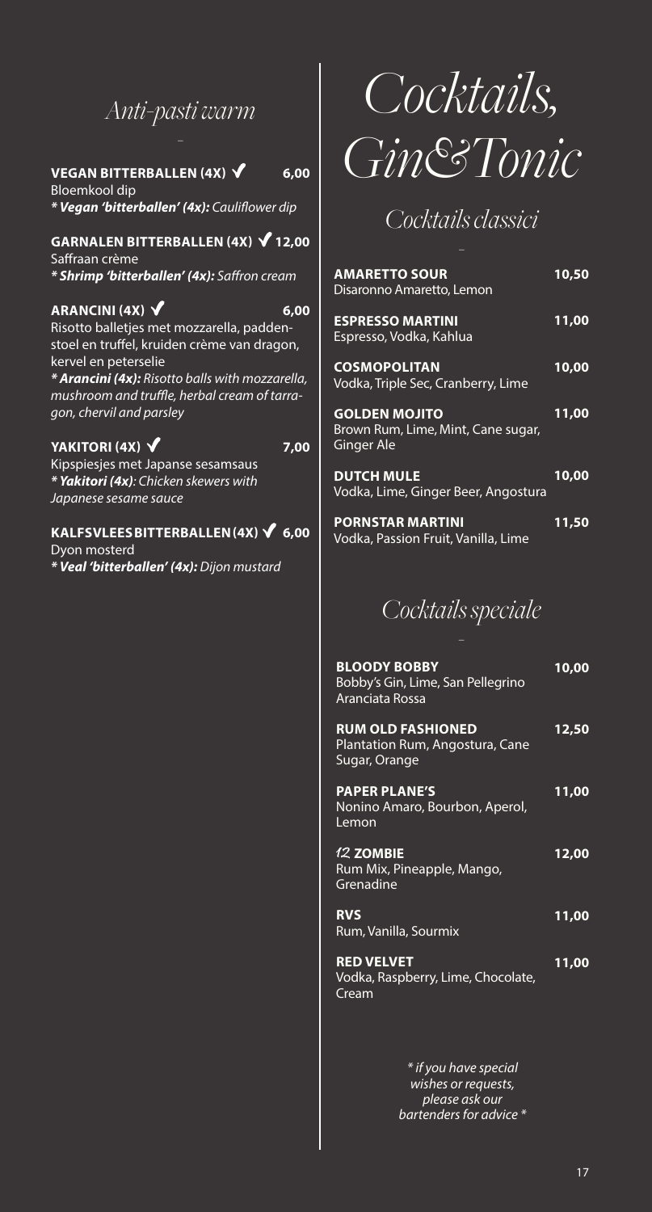## Anti-pasti warm

**VEGAN BITTERBALLEN (4X) ✓** **6,00**
Bloemkool dip
***Vegan 'bitterballen' (4x):** *Cauliflower dip*

**GARNALEN BITTERBALLEN (4X) ✓** **12,00**
Saffraan crème
***Shrimp 'bitterballen' (4x):** *Saffron cream*

**ARANCINI (4X) ✓** **6,00**
Risotto balletjes met mozzarella, paddenstoel en truffel, kruiden crème van dragon, kervel en peterselie
***Arancini (4x):** *Risotto balls with mozzarella, mushroom and truffle, herbal cream of tarragon, chervil and parsley*

**YAKITORI (4X) ✓** **7,00**
Kipspiesjes met Japanse sesamsaus
***Yakitori (4x)**: *Chicken skewers with Japanese sesame sauce*

**KALFSVLEES BITTERBALLEN (4X) ✓** **6,00**
Dyon mosterd
***Veal 'bitterballen' (4x):** *Dijon mustard*

# Cocktails, Gin&Tonic

## Cocktails classici

**AMARETTO SOUR** **10,50**
Disaronno Amaretto, Lemon

**ESPRESSO MARTINI** **11,00**
Espresso, Vodka, Kahlua

**COSMOPOLITAN** **10,00**
Vodka, Triple Sec, Cranberry, Lime

**GOLDEN MOJITO** **11,00**
Brown Rum, Lime, Mint, Cane sugar, Ginger Ale

**DUTCH MULE** **10,00**
Vodka, Lime, Ginger Beer, Angostura

**PORNSTAR MARTINI** **11,50**
Vodka, Passion Fruit, Vanilla, Lime

## Cocktails speciale

**BLOODY BOBBY** **10,00**
Bobby's Gin, Lime, San Pellegrino Aranciata Rossa

**RUM OLD FASHIONED** **12,50**
Plantation Rum, Angostura, Cane Sugar, Orange

**PAPER PLANE'S** **11,00**
Nonino Amaro, Bourbon, Aperol, Lemon

*12* **ZOMBIE** **12,00**
Rum Mix, Pineapple, Mango, Grenadine

**RVS** **11,00**
Rum, Vanilla, Sourmix

**RED VELVET** **11,00**
Vodka, Raspberry, Lime, Chocolate, Cream

*\* if you have special wishes or requests, please ask our bartenders for advice \**